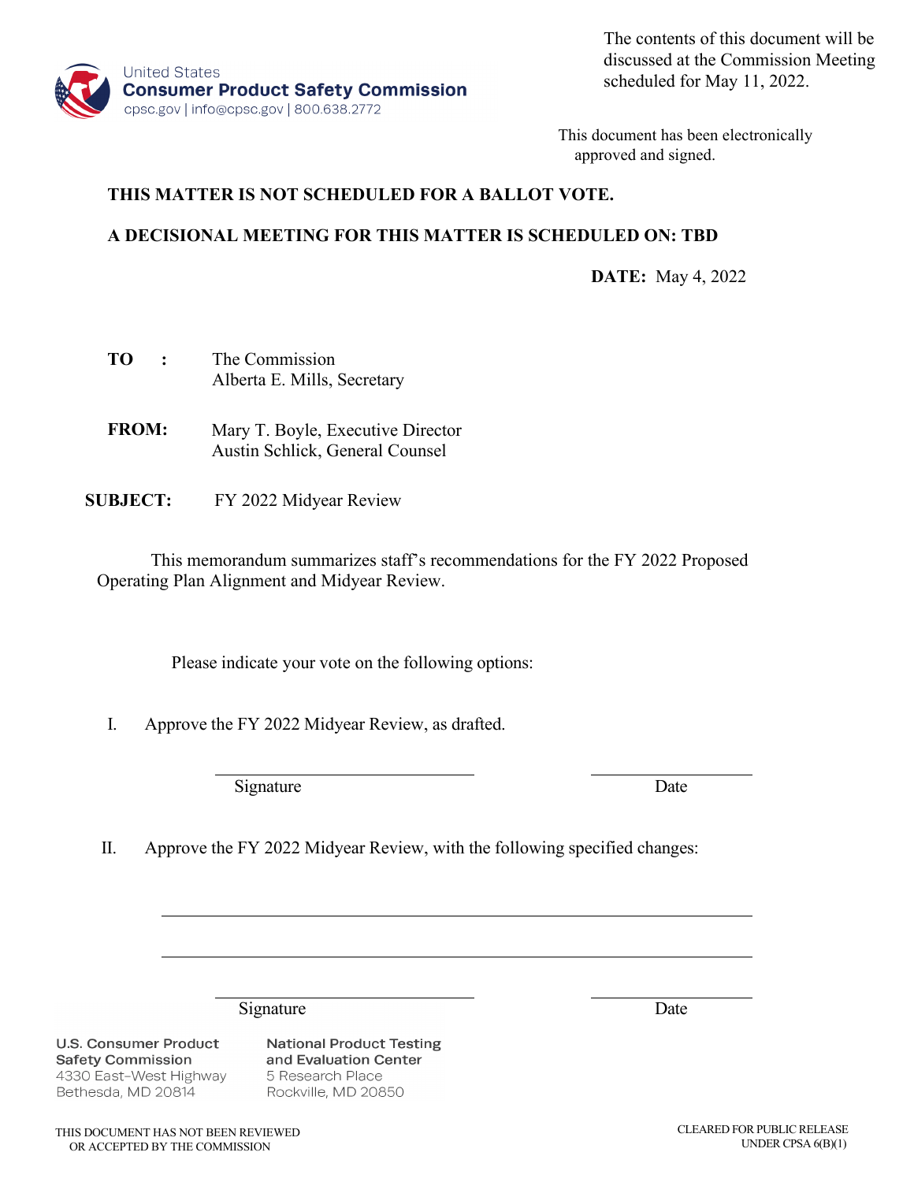United States
**Consumer Product Safety Commission**
cpsc.gov | info@cpsc.gov | 800.638.2772

The contents of this document will be discussed at the Commission Meeting scheduled for May 11, 2022.

This document has been electronically approved and signed.

**THIS MATTER IS NOT SCHEDULED FOR A BALLOT VOTE.**

**A DECISIONAL MEETING FOR THIS MATTER IS SCHEDULED ON: TBD**

**DATE:** May 4, 2022

**TO :** The Commission
Alberta E. Mills, Secretary

**FROM:** Mary T. Boyle, Executive Director
Austin Schlick, General Counsel

**SUBJECT:** FY 2022 Midyear Review

This memorandum summarizes staff's recommendations for the FY 2022 Proposed Operating Plan Alignment and Midyear Review.

Please indicate your vote on the following options:

I. Approve the FY 2022 Midyear Review, as drafted.

\_\_\_\_\_\_\_\_\_\_\_\_\_\_\_\_\_\_\_\_\_\_\_\_\_\_\_\_ \_\_\_\_\_\_\_\_\_\_\_\_\_\_\_\_\_\_
Signature Date

II. Approve the FY 2022 Midyear Review, with the following specified changes:

\_\_\_\_\_\_\_\_\_\_\_\_\_\_\_\_\_\_\_\_\_\_\_\_\_\_\_\_\_\_\_\_\_\_\_\_\_\_\_\_\_\_\_\_\_\_\_\_\_\_\_\_\_\_\_\_\_\_\_\_\_\_

\_\_\_\_\_\_\_\_\_\_\_\_\_\_\_\_\_\_\_\_\_\_\_\_\_\_\_\_\_\_\_\_\_\_\_\_\_\_\_\_\_\_\_\_\_\_\_\_\_\_\_\_\_\_\_\_\_\_\_\_\_\_

\_\_\_\_\_\_\_\_\_\_\_\_\_\_\_\_\_\_\_\_\_\_\_\_\_\_\_\_ \_\_\_\_\_\_\_\_\_\_\_\_\_\_\_\_\_\_
Signature Date

**U.S. Consumer Product Safety Commission**
4330 East-West Highway
Bethesda, MD 20814

**National Product Testing and Evaluation Center**
5 Research Place
Rockville, MD 20850

THIS DOCUMENT HAS NOT BEEN REVIEWED OR ACCEPTED BY THE COMMISSION

CLEARED FOR PUBLIC RELEASE UNDER CPSA 6(B)(1)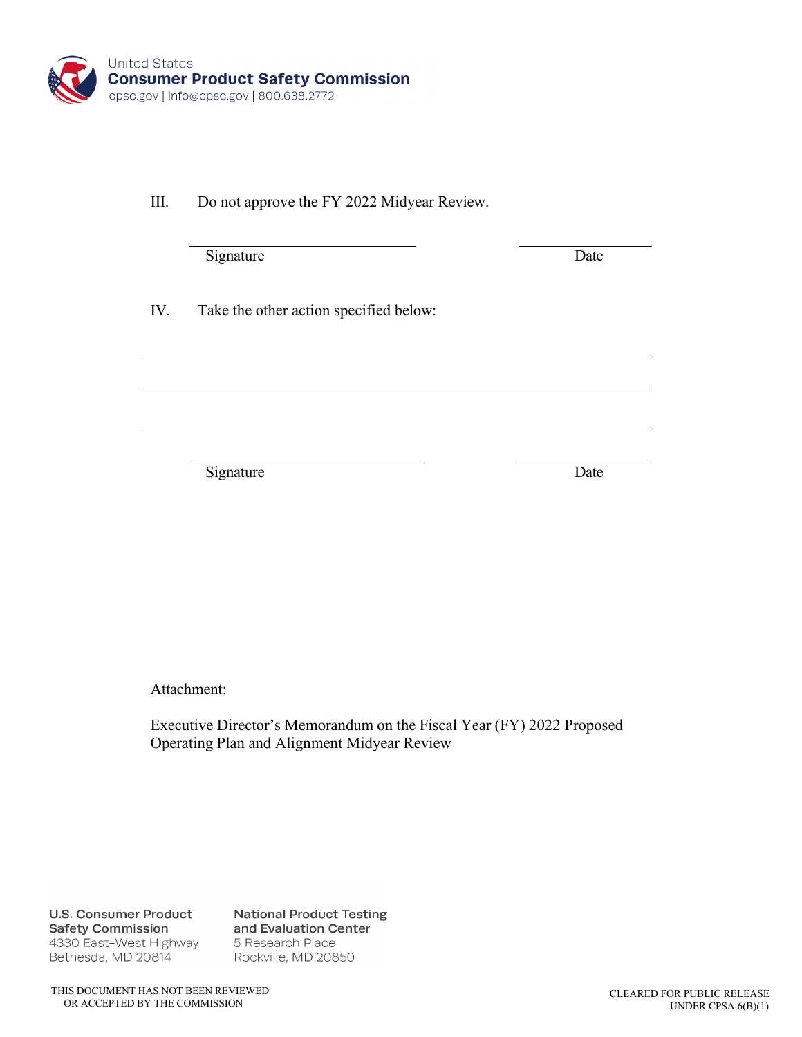III. Do not approve the FY 2022 Midyear Review.

\_\_\_\_\_\_\_\_\_\_\_\_\_\_\_\_\_\_\_\_\_\_\_\_\_\_\_\_ \_\_\_\_\_\_\_\_\_\_\_\_\_\_\_\_

Signature Date

IV. Take the other action specified below:

\_\_\_\_\_\_\_\_\_\_\_\_\_\_\_\_\_\_\_\_\_\_\_\_\_\_\_\_\_\_\_\_\_\_\_\_\_\_\_\_\_\_\_\_\_\_\_\_\_\_\_\_\_\_\_\_\_\_\_\_

\_\_\_\_\_\_\_\_\_\_\_\_\_\_\_\_\_\_\_\_\_\_\_\_\_\_\_\_\_\_\_\_\_\_\_\_\_\_\_\_\_\_\_\_\_\_\_\_\_\_\_\_\_\_\_\_\_\_\_\_

\_\_\_\_\_\_\_\_\_\_\_\_\_\_\_\_\_\_\_\_\_\_\_\_\_\_\_\_\_\_\_\_\_\_\_\_\_\_\_\_\_\_\_\_\_\_\_\_\_\_\_\_\_\_\_\_\_\_\_\_

\_\_\_\_\_\_\_\_\_\_\_\_\_\_\_\_\_\_\_\_\_\_\_\_\_\_\_\_ \_\_\_\_\_\_\_\_\_\_\_\_\_\_\_\_

Signature Date

Attachment:

Executive Director's Memorandum on the Fiscal Year (FY) 2022 Proposed Operating Plan and Alignment Midyear Review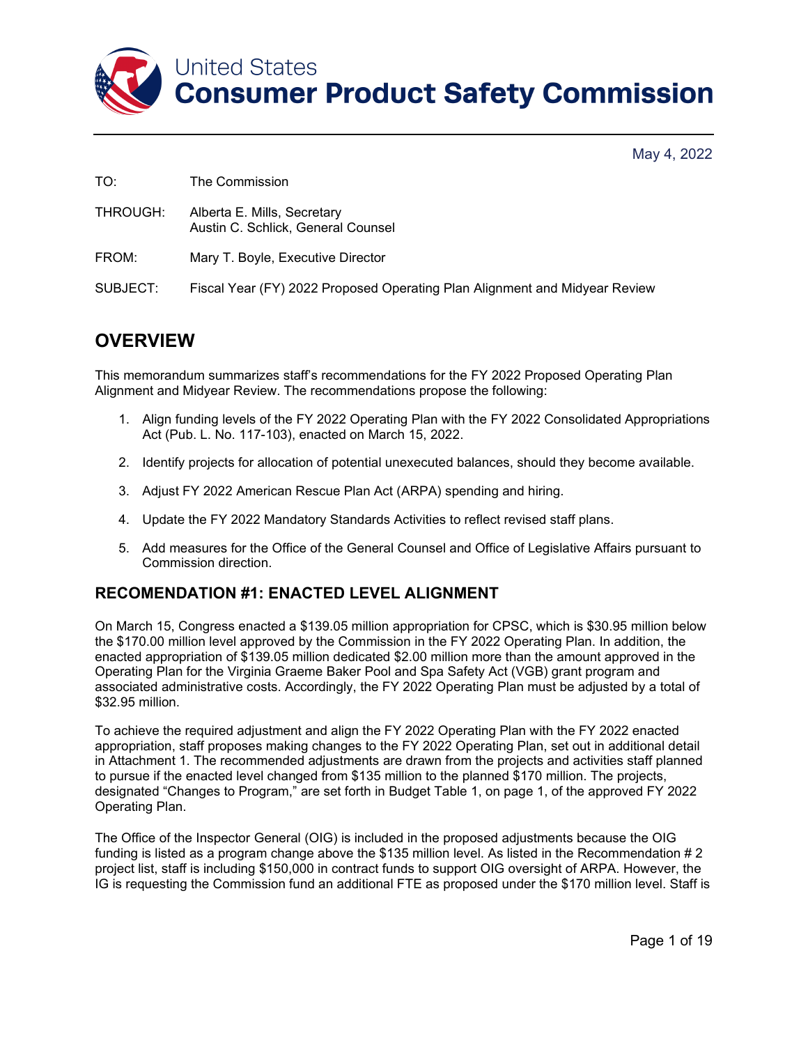# United States Consumer Product Safety Commission

May 4, 2022

TO: The Commission

THROUGH: Alberta E. Mills, Secretary
Austin C. Schlick, General Counsel

FROM: Mary T. Boyle, Executive Director

SUBJECT: Fiscal Year (FY) 2022 Proposed Operating Plan Alignment and Midyear Review

## OVERVIEW

This memorandum summarizes staff's recommendations for the FY 2022 Proposed Operating Plan Alignment and Midyear Review. The recommendations propose the following:

1. Align funding levels of the FY 2022 Operating Plan with the FY 2022 Consolidated Appropriations Act (Pub. L. No. 117-103), enacted on March 15, 2022.
2. Identify projects for allocation of potential unexecuted balances, should they become available.
3. Adjust FY 2022 American Rescue Plan Act (ARPA) spending and hiring.
4. Update the FY 2022 Mandatory Standards Activities to reflect revised staff plans.
5. Add measures for the Office of the General Counsel and Office of Legislative Affairs pursuant to Commission direction.

### RECOMENDATION #1: ENACTED LEVEL ALIGNMENT

On March 15, Congress enacted a $139.05 million appropriation for CPSC, which is $30.95 million below the $170.00 million level approved by the Commission in the FY 2022 Operating Plan. In addition, the enacted appropriation of $139.05 million dedicated $2.00 million more than the amount approved in the Operating Plan for the Virginia Graeme Baker Pool and Spa Safety Act (VGB) grant program and associated administrative costs. Accordingly, the FY 2022 Operating Plan must be adjusted by a total of $32.95 million.

To achieve the required adjustment and align the FY 2022 Operating Plan with the FY 2022 enacted appropriation, staff proposes making changes to the FY 2022 Operating Plan, set out in additional detail in Attachment 1. The recommended adjustments are drawn from the projects and activities staff planned to pursue if the enacted level changed from $135 million to the planned $170 million. The projects, designated "Changes to Program," are set forth in Budget Table 1, on page 1, of the approved FY 2022 Operating Plan.

The Office of the Inspector General (OIG) is included in the proposed adjustments because the OIG funding is listed as a program change above the $135 million level. As listed in the Recommendation # 2 project list, staff is including $150,000 in contract funds to support OIG oversight of ARPA. However, the IG is requesting the Commission fund an additional FTE as proposed under the $170 million level. Staff is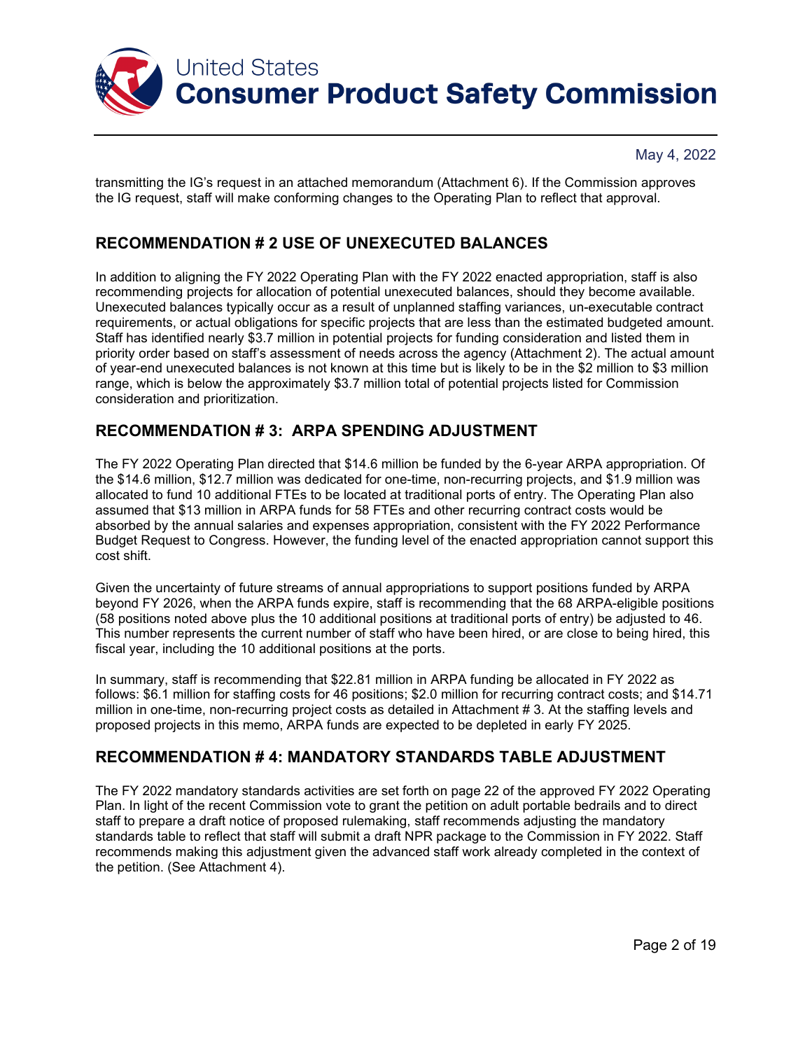transmitting the IG's request in an attached memorandum (Attachment 6). If the Commission approves the IG request, staff will make conforming changes to the Operating Plan to reflect that approval.

## RECOMMENDATION # 2 USE OF UNEXECUTED BALANCES

In addition to aligning the FY 2022 Operating Plan with the FY 2022 enacted appropriation, staff is also recommending projects for allocation of potential unexecuted balances, should they become available. Unexecuted balances typically occur as a result of unplanned staffing variances, un-executable contract requirements, or actual obligations for specific projects that are less than the estimated budgeted amount. Staff has identified nearly $3.7 million in potential projects for funding consideration and listed them in priority order based on staff's assessment of needs across the agency (Attachment 2). The actual amount of year-end unexecuted balances is not known at this time but is likely to be in the $2 million to $3 million range, which is below the approximately $3.7 million total of potential projects listed for Commission consideration and prioritization.

## RECOMMENDATION # 3: ARPA SPENDING ADJUSTMENT

The FY 2022 Operating Plan directed that $14.6 million be funded by the 6-year ARPA appropriation. Of the $14.6 million, $12.7 million was dedicated for one-time, non-recurring projects, and $1.9 million was allocated to fund 10 additional FTEs to be located at traditional ports of entry. The Operating Plan also assumed that $13 million in ARPA funds for 58 FTEs and other recurring contract costs would be absorbed by the annual salaries and expenses appropriation, consistent with the FY 2022 Performance Budget Request to Congress. However, the funding level of the enacted appropriation cannot support this cost shift.

Given the uncertainty of future streams of annual appropriations to support positions funded by ARPA beyond FY 2026, when the ARPA funds expire, staff is recommending that the 68 ARPA-eligible positions (58 positions noted above plus the 10 additional positions at traditional ports of entry) be adjusted to 46. This number represents the current number of staff who have been hired, or are close to being hired, this fiscal year, including the 10 additional positions at the ports.

In summary, staff is recommending that $22.81 million in ARPA funding be allocated in FY 2022 as follows: $6.1 million for staffing costs for 46 positions; $2.0 million for recurring contract costs; and $14.71 million in one-time, non-recurring project costs as detailed in Attachment # 3. At the staffing levels and proposed projects in this memo, ARPA funds are expected to be depleted in early FY 2025.

## RECOMMENDATION # 4: MANDATORY STANDARDS TABLE ADJUSTMENT

The FY 2022 mandatory standards activities are set forth on page 22 of the approved FY 2022 Operating Plan. In light of the recent Commission vote to grant the petition on adult portable bedrails and to direct staff to prepare a draft notice of proposed rulemaking, staff recommends adjusting the mandatory standards table to reflect that staff will submit a draft NPR package to the Commission in FY 2022. Staff recommends making this adjustment given the advanced staff work already completed in the context of the petition. (See Attachment 4).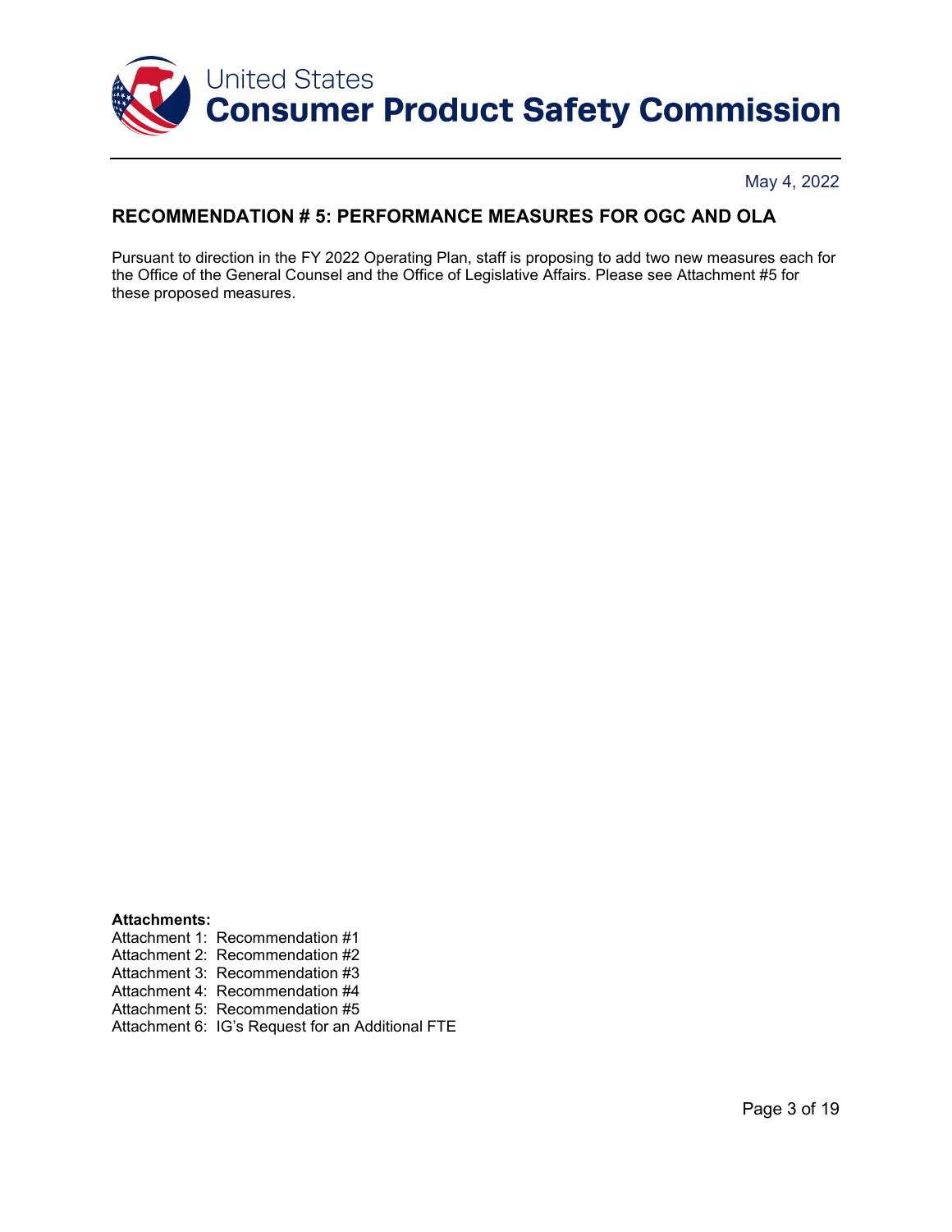May 4, 2022

## RECOMMENDATION # 5: PERFORMANCE MEASURES FOR OGC AND OLA

Pursuant to direction in the FY 2022 Operating Plan, staff is proposing to add two new measures each for the Office of the General Counsel and the Office of Legislative Affairs. Please see Attachment #5 for these proposed measures.

**Attachments:**
Attachment 1: Recommendation #1
Attachment 2: Recommendation #2
Attachment 3: Recommendation #3
Attachment 4: Recommendation #4
Attachment 5: Recommendation #5
Attachment 6: IG's Request for an Additional FTE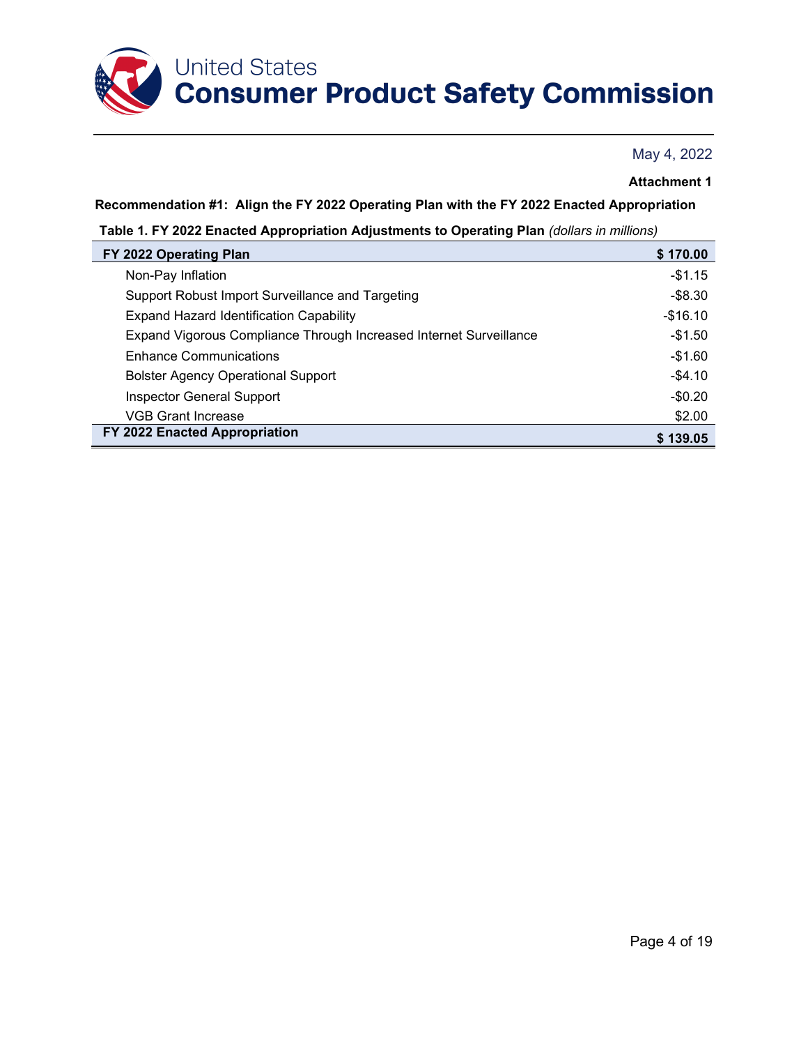United States
**Consumer Product Safety Commission**

May 4, 2022

**Attachment 1**

**Recommendation #1: Align the FY 2022 Operating Plan with the FY 2022 Enacted Appropriation**

**Table 1. FY 2022 Enacted Appropriation Adjustments to Operating Plan** *(dollars in millions)*

| **FY 2022 Operating Plan** | **$ 170.00** |
|---|---|
| Non-Pay Inflation | -$1.15 |
| Support Robust Import Surveillance and Targeting | -$8.30 |
| Expand Hazard Identification Capability | -$16.10 |
| Expand Vigorous Compliance Through Increased Internet Surveillance | -$1.50 |
| Enhance Communications | -$1.60 |
| Bolster Agency Operational Support | -$4.10 |
| Inspector General Support | -$0.20 |
| VGB Grant Increase | $2.00 |
| **FY 2022 Enacted Appropriation** | **$ 139.05** |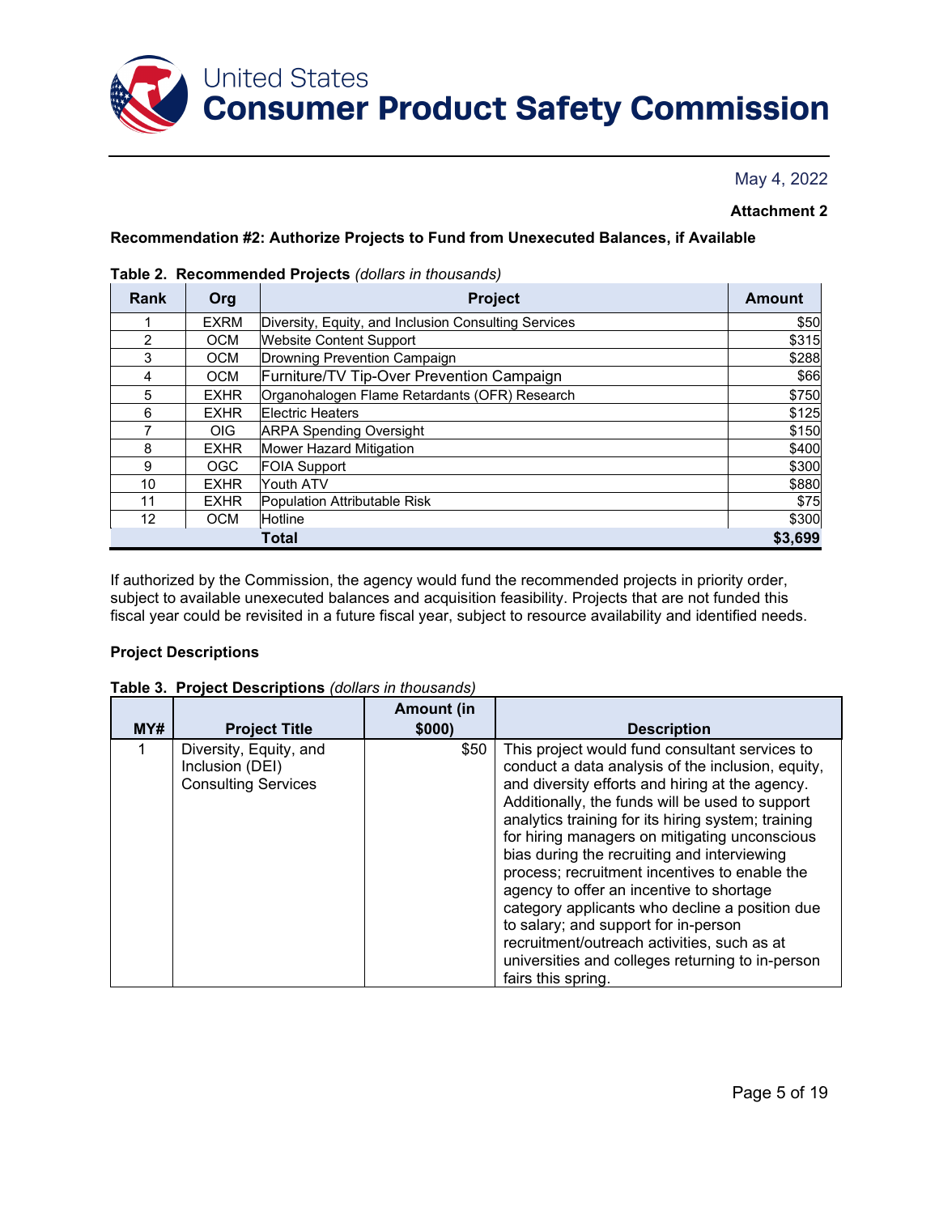May 4, 2022

**Attachment 2**

**Recommendation #2: Authorize Projects to Fund from Unexecuted Balances, if Available**

**Table 2. Recommended Projects** *(dollars in thousands)*

| Rank | Org | Project | Amount |
|---|---|---|---|
| 1 | EXRM | Diversity, Equity, and Inclusion Consulting Services | $50 |
| 2 | OCM | Website Content Support | $315 |
| 3 | OCM | Drowning Prevention Campaign | $288 |
| 4 | OCM | Furniture/TV Tip-Over Prevention Campaign | $66 |
| 5 | EXHR | Organohalogen Flame Retardants (OFR) Research | $750 |
| 6 | EXHR | Electric Heaters | $125 |
| 7 | OIG | ARPA Spending Oversight | $150 |
| 8 | EXHR | Mower Hazard Mitigation | $400 |
| 9 | OGC | FOIA Support | $300 |
| 10 | EXHR | Youth ATV | $880 |
| 11 | EXHR | Population Attributable Risk | $75 |
| 12 | OCM | Hotline | $300 |
| | | **Total** | **$3,699** |

If authorized by the Commission, the agency would fund the recommended projects in priority order, subject to available unexecuted balances and acquisition feasibility. Projects that are not funded this fiscal year could be revisited in a future fiscal year, subject to resource availability and identified needs.

**Project Descriptions**

**Table 3. Project Descriptions** *(dollars in thousands)*

| MY# | Project Title | Amount (in $000) | Description |
|---|---|---|---|
| 1 | Diversity, Equity, and Inclusion (DEI) Consulting Services | $50 | This project would fund consultant services to conduct a data analysis of the inclusion, equity, and diversity efforts and hiring at the agency. Additionally, the funds will be used to support analytics training for its hiring system; training for hiring managers on mitigating unconscious bias during the recruiting and interviewing process; recruitment incentives to enable the agency to offer an incentive to shortage category applicants who decline a position due to salary; and support for in-person recruitment/outreach activities, such as at universities and colleges returning to in-person fairs this spring. |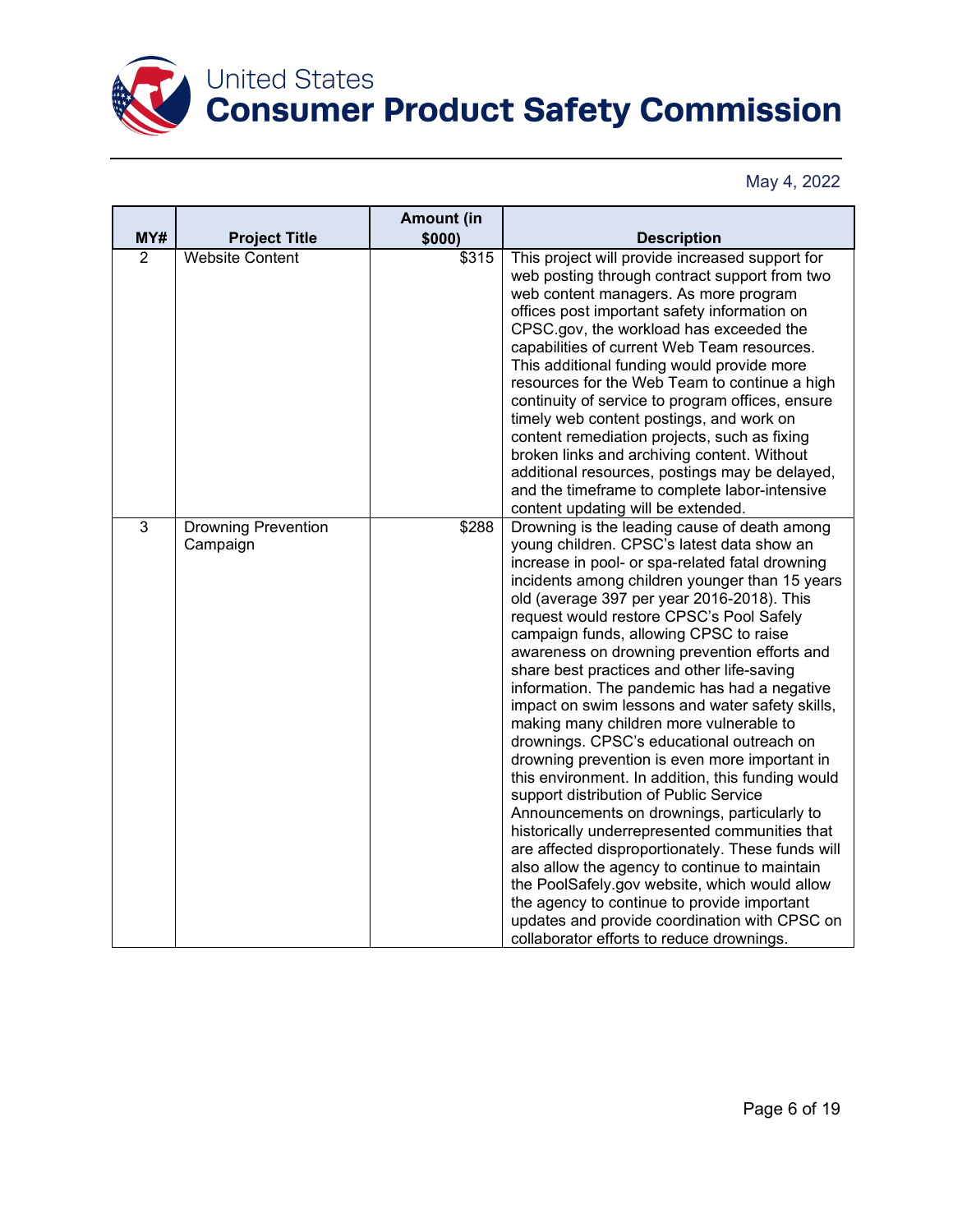May 4, 2022

| MY# | Project Title | Amount (in $000) | Description |
|---|---|---|---|
| 2 | Website Content | $315 | This project will provide increased support for web posting through contract support from two web content managers. As more program offices post important safety information on CPSC.gov, the workload has exceeded the capabilities of current Web Team resources. This additional funding would provide more resources for the Web Team to continue a high continuity of service to program offices, ensure timely web content postings, and work on content remediation projects, such as fixing broken links and archiving content. Without additional resources, postings may be delayed, and the timeframe to complete labor-intensive content updating will be extended. |
| 3 | Drowning Prevention Campaign | $288 | Drowning is the leading cause of death among young children. CPSC's latest data show an increase in pool- or spa-related fatal drowning incidents among children younger than 15 years old (average 397 per year 2016-2018). This request would restore CPSC's Pool Safely campaign funds, allowing CPSC to raise awareness on drowning prevention efforts and share best practices and other life-saving information. The pandemic has had a negative impact on swim lessons and water safety skills, making many children more vulnerable to drownings. CPSC's educational outreach on drowning prevention is even more important in this environment. In addition, this funding would support distribution of Public Service Announcements on drownings, particularly to historically underrepresented communities that are affected disproportionately. These funds will also allow the agency to continue to maintain the PoolSafely.gov website, which would allow the agency to continue to provide important updates and provide coordination with CPSC on collaborator efforts to reduce drownings. |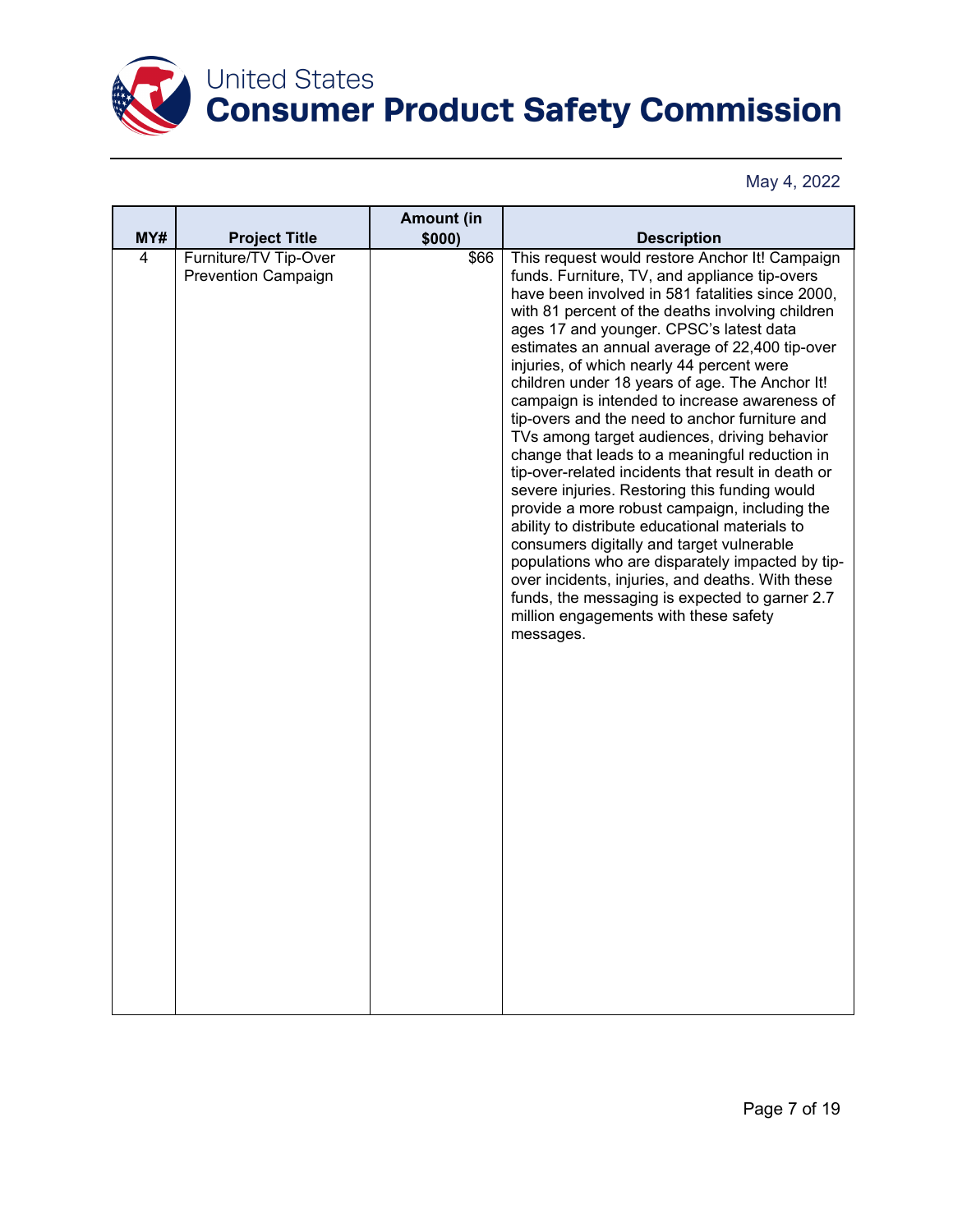May 4, 2022

| MY# | Project Title | Amount (in $000) | Description |
|---|---|---|---|
| 4 | Furniture/TV Tip-Over Prevention Campaign | $66 | This request would restore Anchor It! Campaign funds. Furniture, TV, and appliance tip-overs have been involved in 581 fatalities since 2000, with 81 percent of the deaths involving children ages 17 and younger. CPSC's latest data estimates an annual average of 22,400 tip-over injuries, of which nearly 44 percent were children under 18 years of age. The Anchor It! campaign is intended to increase awareness of tip-overs and the need to anchor furniture and TVs among target audiences, driving behavior change that leads to a meaningful reduction in tip-over-related incidents that result in death or severe injuries. Restoring this funding would provide a more robust campaign, including the ability to distribute educational materials to consumers digitally and target vulnerable populations who are disparately impacted by tip-over incidents, injuries, and deaths. With these funds, the messaging is expected to garner 2.7 million engagements with these safety messages. |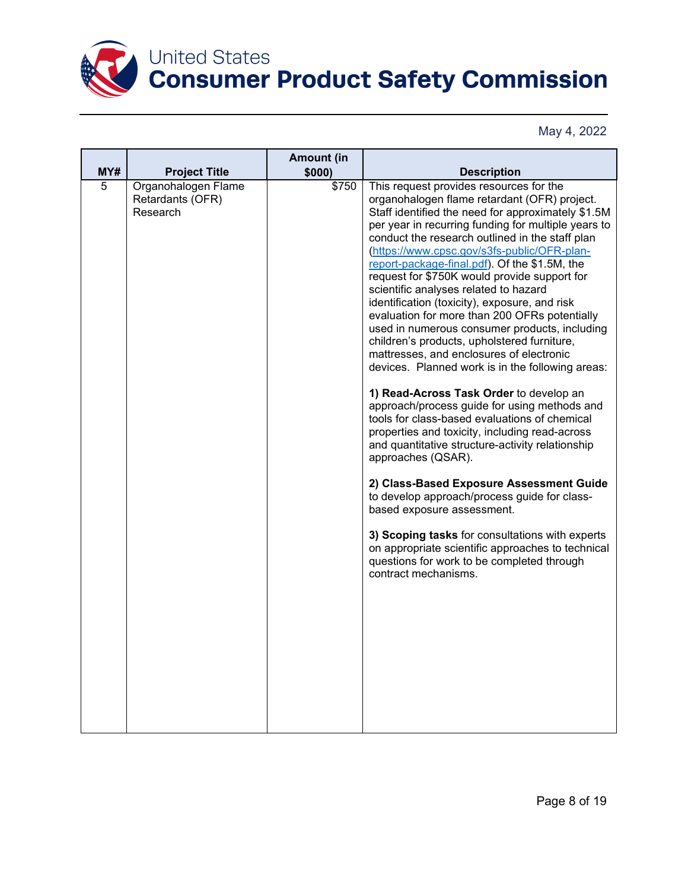May 4, 2022

| MY# | Project Title | Amount (in $000) | Description |
|---|---|---|---|
| 5 | Organohalogen Flame Retardants (OFR) Research | $750 | This request provides resources for the organohalogen flame retardant (OFR) project. Staff identified the need for approximately $1.5M per year in recurring funding for multiple years to conduct the research outlined in the staff plan ([https://www.cpsc.gov/s3fs-public/OFR-plan-report-package-final.pdf](https://www.cpsc.gov/s3fs-public/OFR-plan-report-package-final.pdf)). Of the $1.5M, the request for $750K would provide support for scientific analyses related to hazard identification (toxicity), exposure, and risk evaluation for more than 200 OFRs potentially used in numerous consumer products, including children's products, upholstered furniture, mattresses, and enclosures of electronic devices. Planned work is in the following areas:<br><br>**1) Read-Across Task Order** to develop an approach/process guide for using methods and tools for class-based evaluations of chemical properties and toxicity, including read-across and quantitative structure-activity relationship approaches (QSAR).<br><br>**2) Class-Based Exposure Assessment Guide** to develop approach/process guide for class-based exposure assessment.<br><br>**3) Scoping tasks** for consultations with experts on appropriate scientific approaches to technical questions for work to be completed through contract mechanisms. |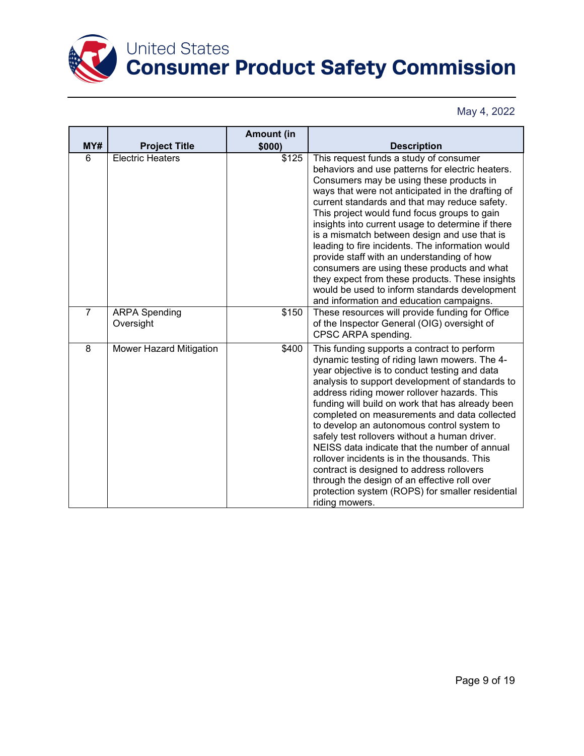May 4, 2022

| MY# | Project Title | Amount (in $000) | Description |
|---|---|---|---|
| 6 | Electric Heaters | $125 | This request funds a study of consumer behaviors and use patterns for electric heaters. Consumers may be using these products in ways that were not anticipated in the drafting of current standards and that may reduce safety. This project would fund focus groups to gain insights into current usage to determine if there is a mismatch between design and use that is leading to fire incidents. The information would provide staff with an understanding of how consumers are using these products and what they expect from these products. These insights would be used to inform standards development and information and education campaigns. |
| 7 | ARPA Spending Oversight | $150 | These resources will provide funding for Office of the Inspector General (OIG) oversight of CPSC ARPA spending. |
| 8 | Mower Hazard Mitigation | $400 | This funding supports a contract to perform dynamic testing of riding lawn mowers. The 4-year objective is to conduct testing and data analysis to support development of standards to address riding mower rollover hazards. This funding will build on work that has already been completed on measurements and data collected to develop an autonomous control system to safely test rollovers without a human driver. NEISS data indicate that the number of annual rollover incidents is in the thousands. This contract is designed to address rollovers through the design of an effective roll over protection system (ROPS) for smaller residential riding mowers. |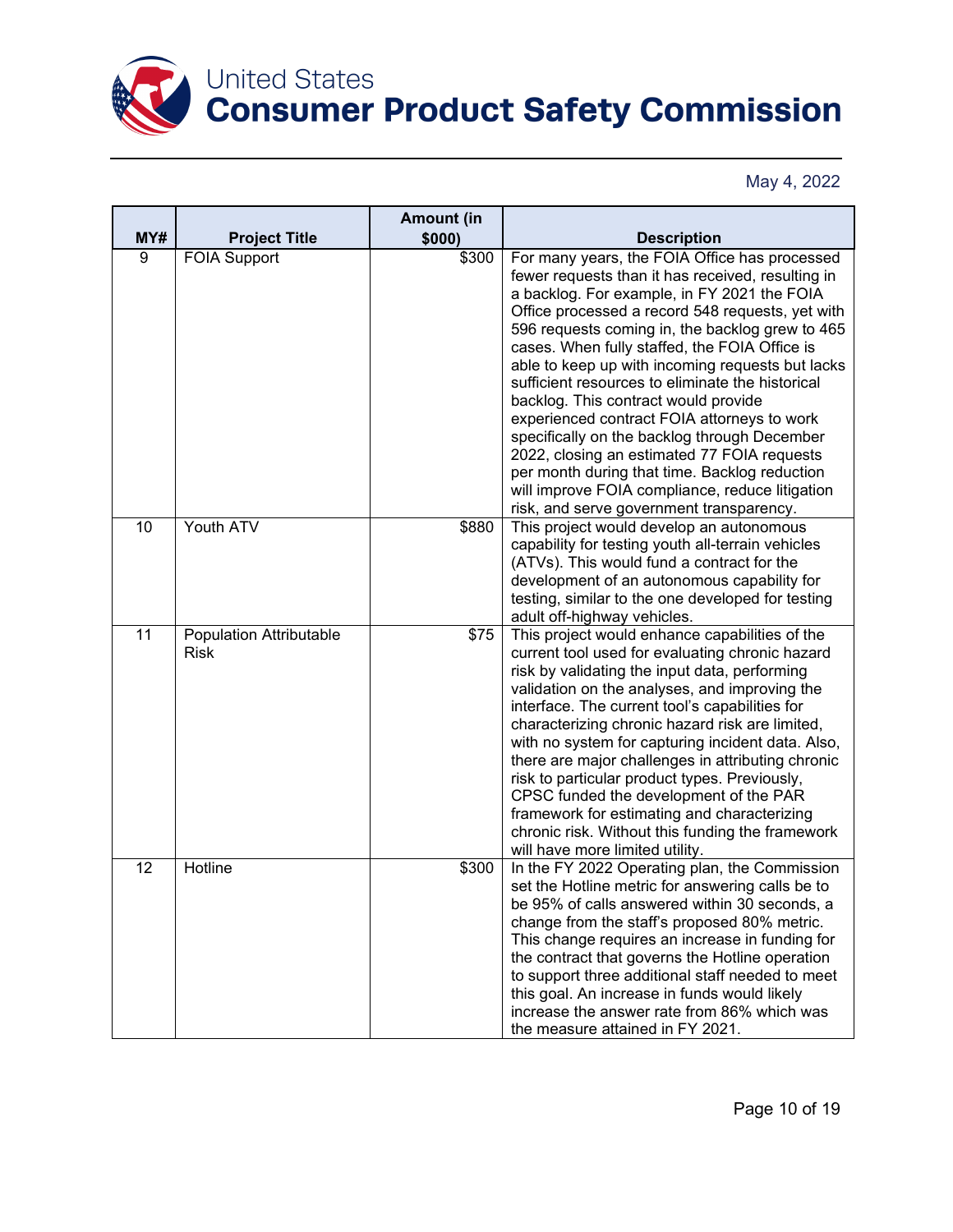May 4, 2022

| MY# | Project Title | Amount (in $000) | Description |
|---|---|---|---|
| 9 | FOIA Support | $300 | For many years, the FOIA Office has processed fewer requests than it has received, resulting in a backlog. For example, in FY 2021 the FOIA Office processed a record 548 requests, yet with 596 requests coming in, the backlog grew to 465 cases. When fully staffed, the FOIA Office is able to keep up with incoming requests but lacks sufficient resources to eliminate the historical backlog. This contract would provide experienced contract FOIA attorneys to work specifically on the backlog through December 2022, closing an estimated 77 FOIA requests per month during that time. Backlog reduction will improve FOIA compliance, reduce litigation risk, and serve government transparency. |
| 10 | Youth ATV | $880 | This project would develop an autonomous capability for testing youth all-terrain vehicles (ATVs). This would fund a contract for the development of an autonomous capability for testing, similar to the one developed for testing adult off-highway vehicles. |
| 11 | Population Attributable Risk | $75 | This project would enhance capabilities of the current tool used for evaluating chronic hazard risk by validating the input data, performing validation on the analyses, and improving the interface. The current tool's capabilities for characterizing chronic hazard risk are limited, with no system for capturing incident data. Also, there are major challenges in attributing chronic risk to particular product types. Previously, CPSC funded the development of the PAR framework for estimating and characterizing chronic risk. Without this funding the framework will have more limited utility. |
| 12 | Hotline | $300 | In the FY 2022 Operating plan, the Commission set the Hotline metric for answering calls be to be 95% of calls answered within 30 seconds, a change from the staff's proposed 80% metric. This change requires an increase in funding for the contract that governs the Hotline operation to support three additional staff needed to meet this goal. An increase in funds would likely increase the answer rate from 86% which was the measure attained in FY 2021. |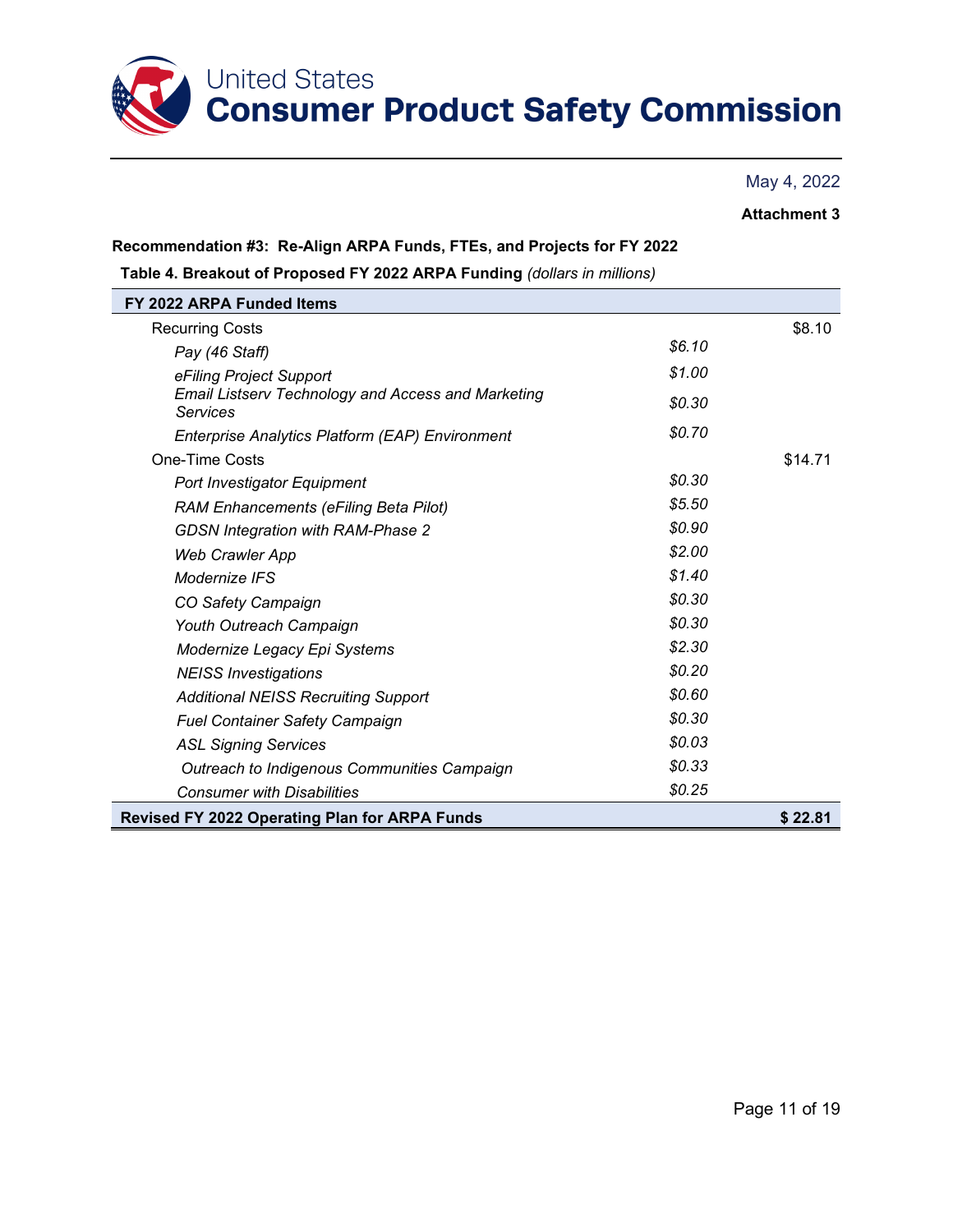# United States Consumer Product Safety Commission

May 4, 2022

**Attachment 3**

**Recommendation #3: Re-Align ARPA Funds, FTEs, and Projects for FY 2022**

**Table 4. Breakout of Proposed FY 2022 ARPA Funding** *(dollars in millions)*

| FY 2022 ARPA Funded Items | | |
|---|---|---|
| Recurring Costs | | $8.10 |
| *Pay (46 Staff)* | *$6.10* | |
| *eFiling Project Support* | *$1.00* | |
| *Email Listserv Technology and Access and Marketing Services* | *$0.30* | |
| *Enterprise Analytics Platform (EAP) Environment* | *$0.70* | |
| One-Time Costs | | $14.71 |
| *Port Investigator Equipment* | *$0.30* | |
| *RAM Enhancements (eFiling Beta Pilot)* | *$5.50* | |
| *GDSN Integration with RAM-Phase 2* | *$0.90* | |
| *Web Crawler App* | *$2.00* | |
| *Modernize IFS* | *$1.40* | |
| *CO Safety Campaign* | *$0.30* | |
| *Youth Outreach Campaign* | *$0.30* | |
| *Modernize Legacy Epi Systems* | *$2.30* | |
| *NEISS Investigations* | *$0.20* | |
| *Additional NEISS Recruiting Support* | *$0.60* | |
| *Fuel Container Safety Campaign* | *$0.30* | |
| *ASL Signing Services* | *$0.03* | |
| *Outreach to Indigenous Communities Campaign* | *$0.33* | |
| *Consumer with Disabilities* | *$0.25* | |
| **Revised FY 2022 Operating Plan for ARPA Funds** | | **$ 22.81** |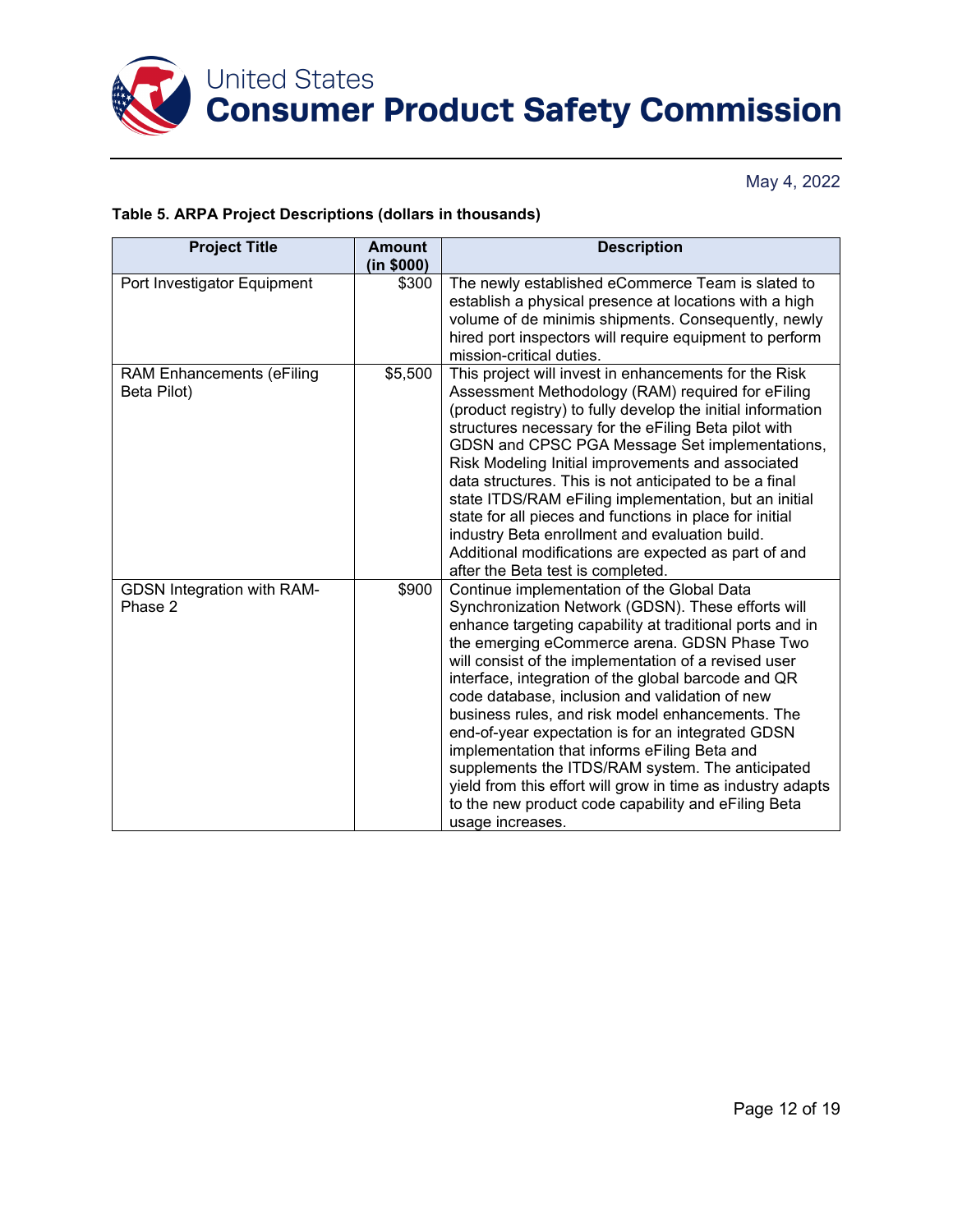May 4, 2022

**Table 5. ARPA Project Descriptions (dollars in thousands)**

| Project Title | Amount (in $000) | Description |
|---|---|---|
| Port Investigator Equipment | $300 | The newly established eCommerce Team is slated to establish a physical presence at locations with a high volume of de minimis shipments. Consequently, newly hired port inspectors will require equipment to perform mission-critical duties. |
| RAM Enhancements (eFiling Beta Pilot) | $5,500 | This project will invest in enhancements for the Risk Assessment Methodology (RAM) required for eFiling (product registry) to fully develop the initial information structures necessary for the eFiling Beta pilot with GDSN and CPSC PGA Message Set implementations, Risk Modeling Initial improvements and associated data structures. This is not anticipated to be a final state ITDS/RAM eFiling implementation, but an initial state for all pieces and functions in place for initial industry Beta enrollment and evaluation build. Additional modifications are expected as part of and after the Beta test is completed. |
| GDSN Integration with RAM-Phase 2 | $900 | Continue implementation of the Global Data Synchronization Network (GDSN). These efforts will enhance targeting capability at traditional ports and in the emerging eCommerce arena. GDSN Phase Two will consist of the implementation of a revised user interface, integration of the global barcode and QR code database, inclusion and validation of new business rules, and risk model enhancements. The end-of-year expectation is for an integrated GDSN implementation that informs eFiling Beta and supplements the ITDS/RAM system. The anticipated yield from this effort will grow in time as industry adapts to the new product code capability and eFiling Beta usage increases. |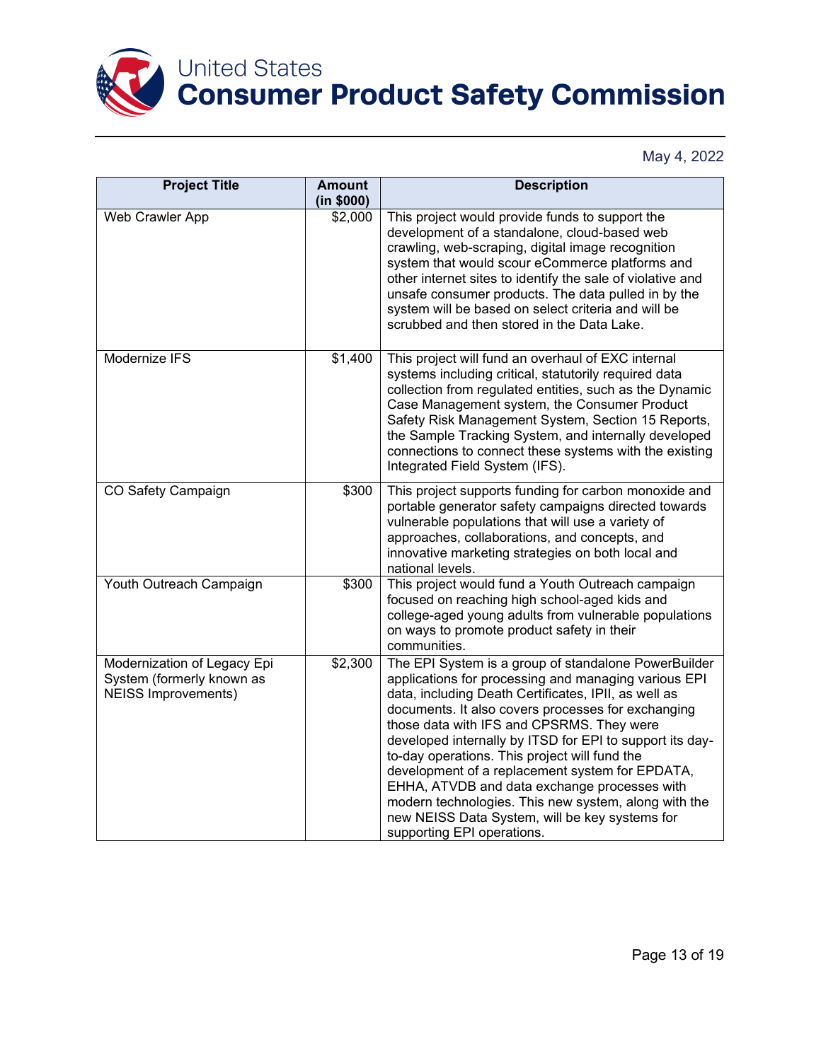May 4, 2022

| Project Title | Amount (in $000) | Description |
|---|---|---|
| Web Crawler App | $2,000 | This project would provide funds to support the development of a standalone, cloud-based web crawling, web-scraping, digital image recognition system that would scour eCommerce platforms and other internet sites to identify the sale of violative and unsafe consumer products. The data pulled in by the system will be based on select criteria and will be scrubbed and then stored in the Data Lake. |
| Modernize IFS | $1,400 | This project will fund an overhaul of EXC internal systems including critical, statutorily required data collection from regulated entities, such as the Dynamic Case Management system, the Consumer Product Safety Risk Management System, Section 15 Reports, the Sample Tracking System, and internally developed connections to connect these systems with the existing Integrated Field System (IFS). |
| CO Safety Campaign | $300 | This project supports funding for carbon monoxide and portable generator safety campaigns directed towards vulnerable populations that will use a variety of approaches, collaborations, and concepts, and innovative marketing strategies on both local and national levels. |
| Youth Outreach Campaign | $300 | This project would fund a Youth Outreach campaign focused on reaching high school-aged kids and college-aged young adults from vulnerable populations on ways to promote product safety in their communities. |
| Modernization of Legacy Epi System (formerly known as NEISS Improvements) | $2,300 | The EPI System is a group of standalone PowerBuilder applications for processing and managing various EPI data, including Death Certificates, IPII, as well as documents. It also covers processes for exchanging those data with IFS and CPSRMS. They were developed internally by ITSD for EPI to support its day-to-day operations. This project will fund the development of a replacement system for EPDATA, EHHA, ATVDB and data exchange processes with modern technologies. This new system, along with the new NEISS Data System, will be key systems for supporting EPI operations. |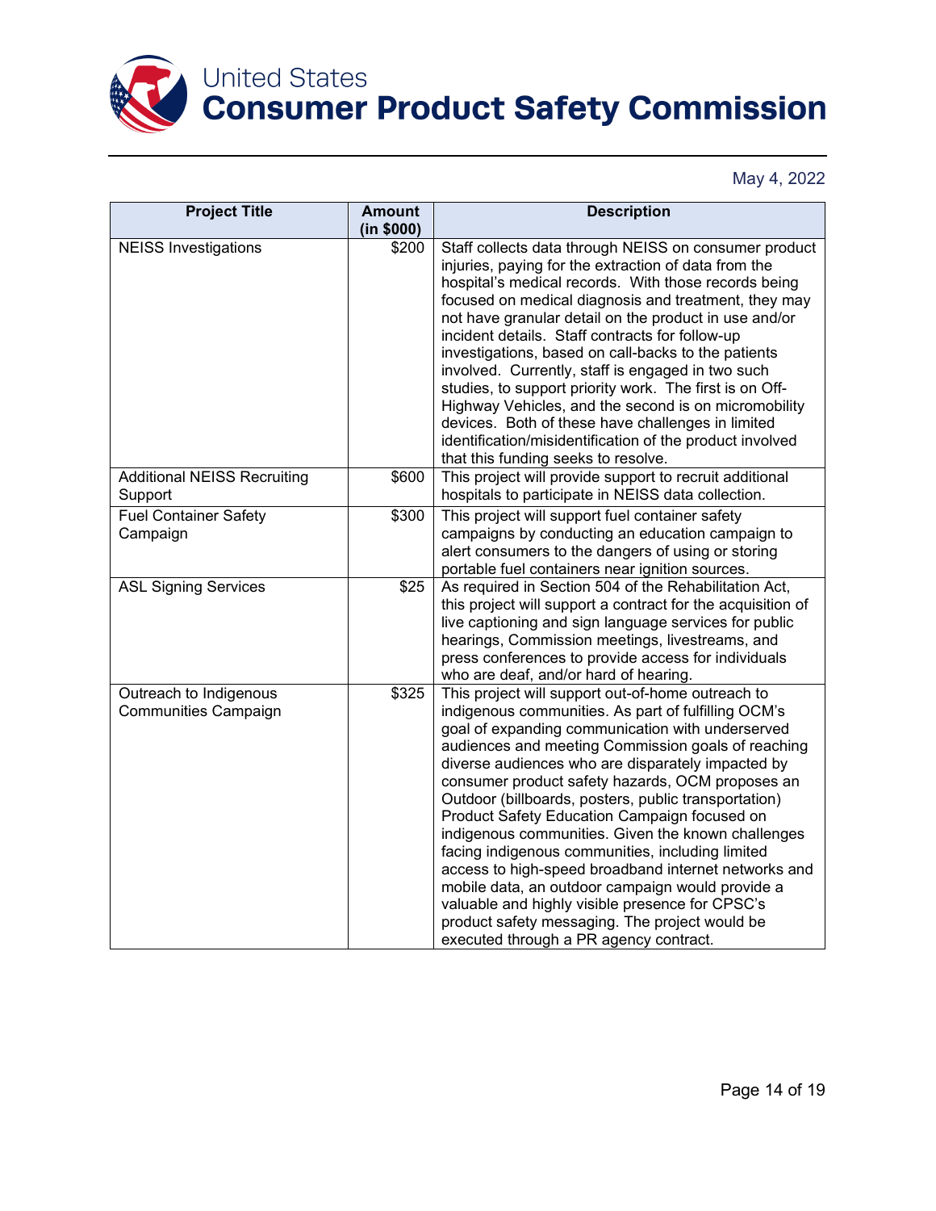May 4, 2022

| Project Title | Amount (in $000) | Description |
|---|---|---|
| NEISS Investigations | $200 | Staff collects data through NEISS on consumer product injuries, paying for the extraction of data from the hospital's medical records. With those records being focused on medical diagnosis and treatment, they may not have granular detail on the product in use and/or incident details. Staff contracts for follow-up investigations, based on call-backs to the patients involved. Currently, staff is engaged in two such studies, to support priority work. The first is on Off-Highway Vehicles, and the second is on micromobility devices. Both of these have challenges in limited identification/misidentification of the product involved that this funding seeks to resolve. |
| Additional NEISS Recruiting Support | $600 | This project will provide support to recruit additional hospitals to participate in NEISS data collection. |
| Fuel Container Safety Campaign | $300 | This project will support fuel container safety campaigns by conducting an education campaign to alert consumers to the dangers of using or storing portable fuel containers near ignition sources. |
| ASL Signing Services | $25 | As required in Section 504 of the Rehabilitation Act, this project will support a contract for the acquisition of live captioning and sign language services for public hearings, Commission meetings, livestreams, and press conferences to provide access for individuals who are deaf, and/or hard of hearing. |
| Outreach to Indigenous Communities Campaign | $325 | This project will support out-of-home outreach to indigenous communities. As part of fulfilling OCM's goal of expanding communication with underserved audiences and meeting Commission goals of reaching diverse audiences who are disparately impacted by consumer product safety hazards, OCM proposes an Outdoor (billboards, posters, public transportation) Product Safety Education Campaign focused on indigenous communities. Given the known challenges facing indigenous communities, including limited access to high-speed broadband internet networks and mobile data, an outdoor campaign would provide a valuable and highly visible presence for CPSC's product safety messaging. The project would be executed through a PR agency contract. |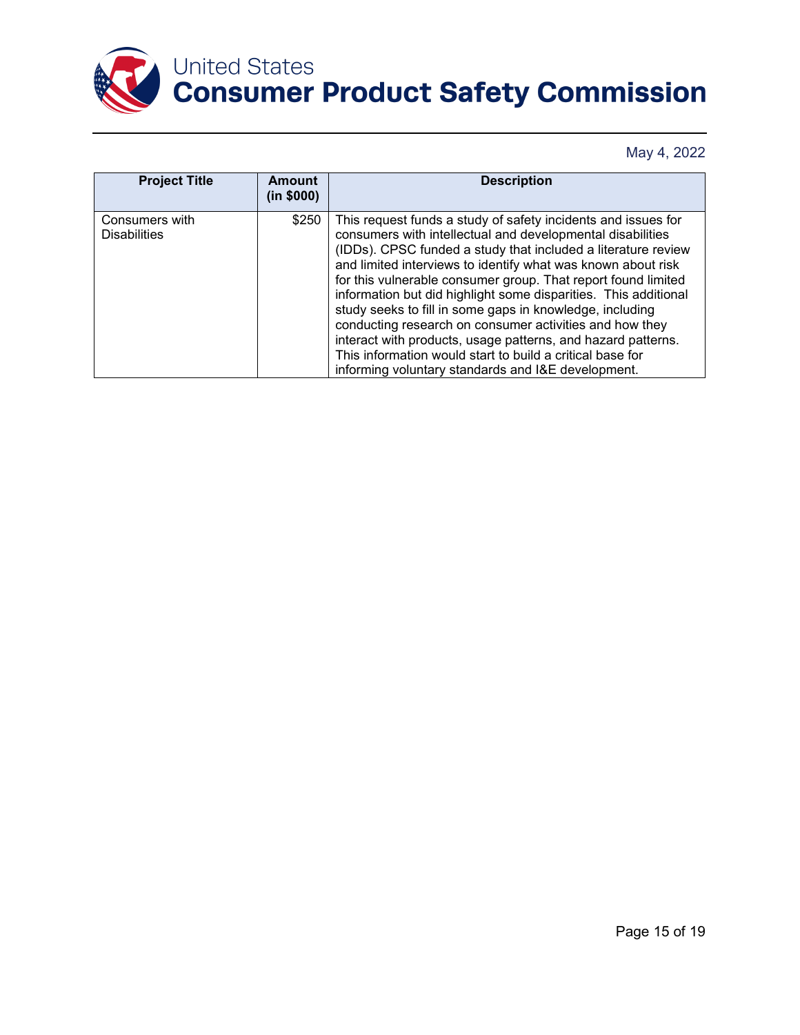May 4, 2022

| Project Title | Amount (in $000) | Description |
|---|---|---|
| Consumers with Disabilities | $250 | This request funds a study of safety incidents and issues for consumers with intellectual and developmental disabilities (IDDs). CPSC funded a study that included a literature review and limited interviews to identify what was known about risk for this vulnerable consumer group. That report found limited information but did highlight some disparities. This additional study seeks to fill in some gaps in knowledge, including conducting research on consumer activities and how they interact with products, usage patterns, and hazard patterns. This information would start to build a critical base for informing voluntary standards and I&E development. |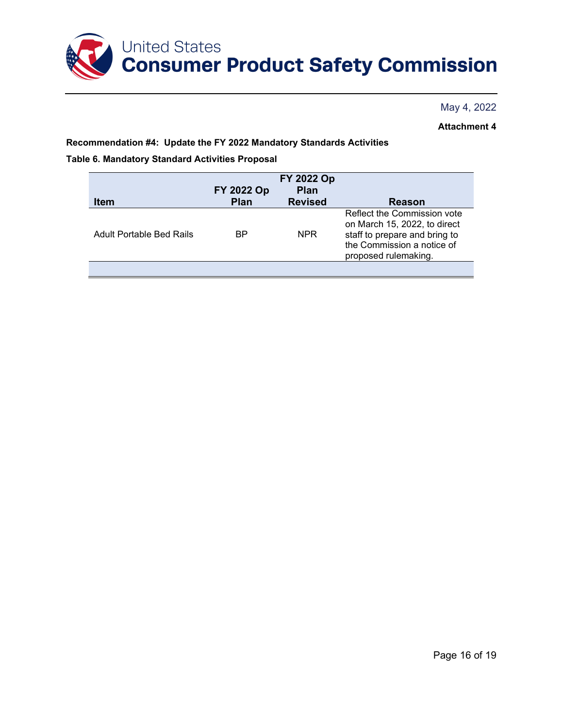May 4, 2022

**Attachment 4**

**Recommendation #4: Update the FY 2022 Mandatory Standards Activities**

**Table 6. Mandatory Standard Activities Proposal**

| Item | FY 2022 Op Plan | FY 2022 Op Plan Revised | Reason |
|---|---|---|---|
| Adult Portable Bed Rails | BP | NPR | Reflect the Commission vote on March 15, 2022, to direct staff to prepare and bring to the Commission a notice of proposed rulemaking. |
| | | | |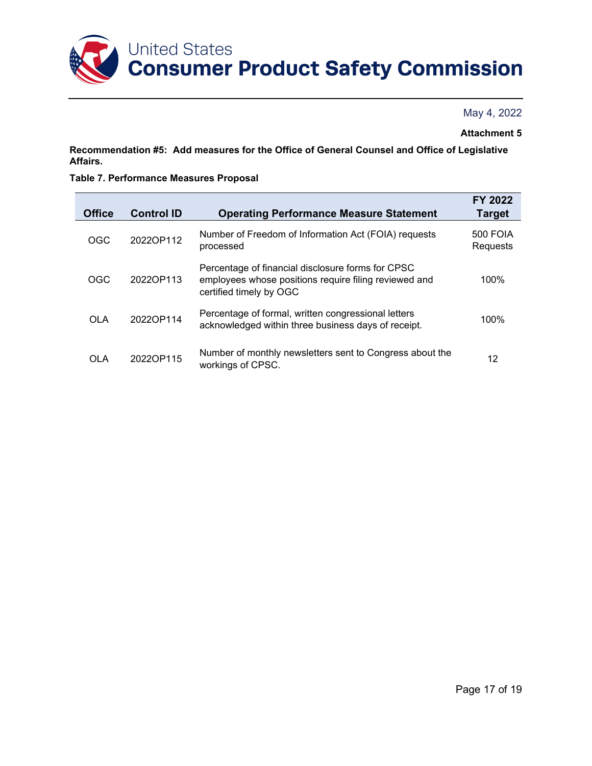# United States Consumer Product Safety Commission

May 4, 2022

**Attachment 5**

**Recommendation #5: Add measures for the Office of General Counsel and Office of Legislative Affairs.**

**Table 7. Performance Measures Proposal**

| Office | Control ID | Operating Performance Measure Statement | FY 2022 Target |
|---|---|---|---|
| OGC | 2022OP112 | Number of Freedom of Information Act (FOIA) requests processed | 500 FOIA Requests |
| OGC | 2022OP113 | Percentage of financial disclosure forms for CPSC employees whose positions require filing reviewed and certified timely by OGC | 100% |
| OLA | 2022OP114 | Percentage of formal, written congressional letters acknowledged within three business days of receipt. | 100% |
| OLA | 2022OP115 | Number of monthly newsletters sent to Congress about the workings of CPSC. | 12 |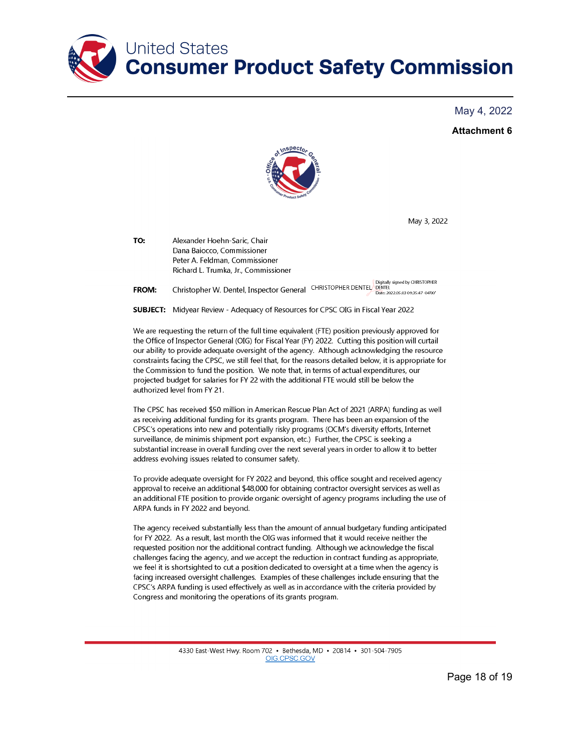# United States
# Consumer Product Safety Commission

May 4, 2022

**Attachment 6**

May 3, 2022

**TO:** Alexander Hoehn-Saric, Chair
Dana Baiocco, Commissioner
Peter A. Feldman, Commissioner
Richard L. Trumka, Jr., Commissioner

**FROM:** Christopher W. Dentel, Inspector General CHRISTOPHER DENTEL Digitally signed by CHRISTOPHER DENTEL Date: 2022.05.03 09:35:47 -04'00'

**SUBJECT:** Midyear Review - Adequacy of Resources for CPSC OIG in Fiscal Year 2022

We are requesting the return of the full time equivalent (FTE) position previously approved for the Office of Inspector General (OIG) for Fiscal Year (FY) 2022. Cutting this position will curtail our ability to provide adequate oversight of the agency. Although acknowledging the resource constraints facing the CPSC, we still feel that, for the reasons detailed below, it is appropriate for the Commission to fund the position. We note that, in terms of actual expenditures, our projected budget for salaries for FY 22 with the additional FTE would still be below the authorized level from FY 21.

The CPSC has received $50 million in American Rescue Plan Act of 2021 (ARPA) funding as well as receiving additional funding for its grants program. There has been an expansion of the CPSC's operations into new and potentially risky programs (OCM's diversity efforts, Internet surveillance, de minimis shipment port expansion, etc.) Further, the CPSC is seeking a substantial increase in overall funding over the next several years in order to allow it to better address evolving issues related to consumer safety.

To provide adequate oversight for FY 2022 and beyond, this office sought and received agency approval to receive an additional $48,000 for obtaining contractor oversight services as well as an additional FTE position to provide organic oversight of agency programs including the use of ARPA funds in FY 2022 and beyond.

The agency received substantially less than the amount of annual budgetary funding anticipated for FY 2022. As a result, last month the OIG was informed that it would receive neither the requested position nor the additional contract funding. Although we acknowledge the fiscal challenges facing the agency, and we accept the reduction in contract funding as appropriate, we feel it is shortsighted to cut a position dedicated to oversight at a time when the agency is facing increased oversight challenges. Examples of these challenges include ensuring that the CPSC's ARPA funding is used effectively as well as in accordance with the criteria provided by Congress and monitoring the operations of its grants program.

4330 East-West Hwy. Room 702 • Bethesda, MD • 20814 • 301-504-7905
OIG.CPSC.GOV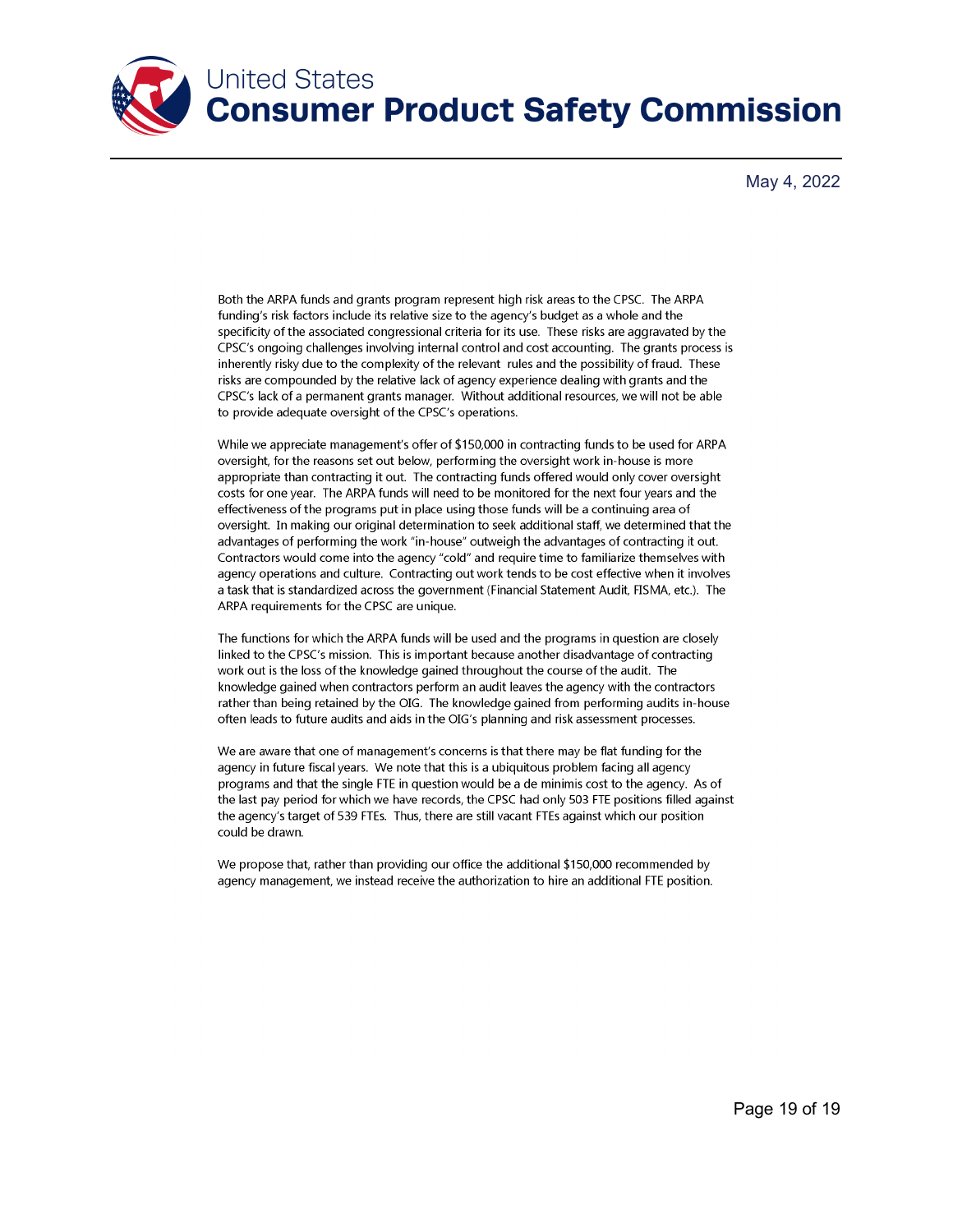May 4, 2022

Both the ARPA funds and grants program represent high risk areas to the CPSC. The ARPA funding's risk factors include its relative size to the agency's budget as a whole and the specificity of the associated congressional criteria for its use. These risks are aggravated by the CPSC's ongoing challenges involving internal control and cost accounting. The grants process is inherently risky due to the complexity of the relevant rules and the possibility of fraud. These risks are compounded by the relative lack of agency experience dealing with grants and the CPSC's lack of a permanent grants manager. Without additional resources, we will not be able to provide adequate oversight of the CPSC's operations.

While we appreciate management's offer of $150,000 in contracting funds to be used for ARPA oversight, for the reasons set out below, performing the oversight work in-house is more appropriate than contracting it out. The contracting funds offered would only cover oversight costs for one year. The ARPA funds will need to be monitored for the next four years and the effectiveness of the programs put in place using those funds will be a continuing area of oversight. In making our original determination to seek additional staff, we determined that the advantages of performing the work "in-house" outweigh the advantages of contracting it out. Contractors would come into the agency "cold" and require time to familiarize themselves with agency operations and culture. Contracting out work tends to be cost effective when it involves a task that is standardized across the government (Financial Statement Audit, FISMA, etc.). The ARPA requirements for the CPSC are unique.

The functions for which the ARPA funds will be used and the programs in question are closely linked to the CPSC's mission. This is important because another disadvantage of contracting work out is the loss of the knowledge gained throughout the course of the audit. The knowledge gained when contractors perform an audit leaves the agency with the contractors rather than being retained by the OIG. The knowledge gained from performing audits in-house often leads to future audits and aids in the OIG's planning and risk assessment processes.

We are aware that one of management's concerns is that there may be flat funding for the agency in future fiscal years. We note that this is a ubiquitous problem facing all agency programs and that the single FTE in question would be a de minimis cost to the agency. As of the last pay period for which we have records, the CPSC had only 503 FTE positions filled against the agency's target of 539 FTEs. Thus, there are still vacant FTEs against which our position could be drawn.

We propose that, rather than providing our office the additional $150,000 recommended by agency management, we instead receive the authorization to hire an additional FTE position.